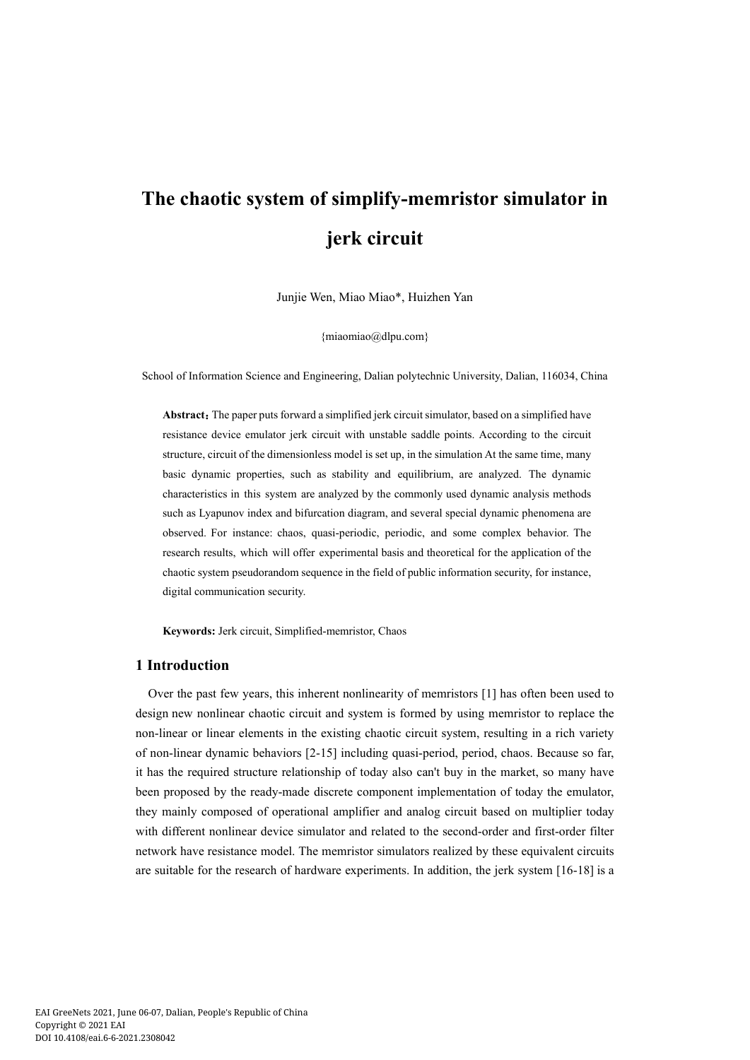# The chaotic system of simplify-memristor simulator in jerk circuit

Junjie Wen, Miao Miao*, Huizhen Yan

{miaomiao@dlpu.com}

School of Information Science and Engineering, Dalian polytechnic University, Dalian, 116034, China

**Abstract**：The paper puts forward a simplified jerk circuit simulator, based on a simplified have resistance device emulator jerk circuit with unstable saddle points. According to the circuit structure, circuit of the dimensionless model is set up, in the simulation At the same time, many basic dynamic properties, such as stability and equilibrium, are analyzed. The dynamic characteristics in this system are analyzed by the commonly used dynamic analysis methods such as Lyapunov index and bifurcation diagram, and several special dynamic phenomena are observed. For instance: chaos, quasi-periodic, periodic, and some complex behavior. The research results, which will offer experimental basis and theoretical for the application of the chaotic system pseudorandom sequence in the field of public information security, for instance, digital communication security.

**Keywords:** Jerk circuit, Simplified-memristor, Chaos

## 1 Introduction

Over the past few years, this inherent nonlinearity of memristors [1] has often been used to design new nonlinear chaotic circuit and system is formed by using memristor to replace the non-linear or linear elements in the existing chaotic circuit system, resulting in a rich variety of non-linear dynamic behaviors [2-15] including quasi-period, period, chaos. Because so far, it has the required structure relationship of today also can't buy in the market, so many have been proposed by the ready-made discrete component implementation of today the emulator, they mainly composed of operational amplifier and analog circuit based on multiplier today with different nonlinear device simulator and related to the second-order and first-order filter network have resistance model. The memristor simulators realized by these equivalent circuits are suitable for the research of hardware experiments. In addition, the jerk system [16-18] is a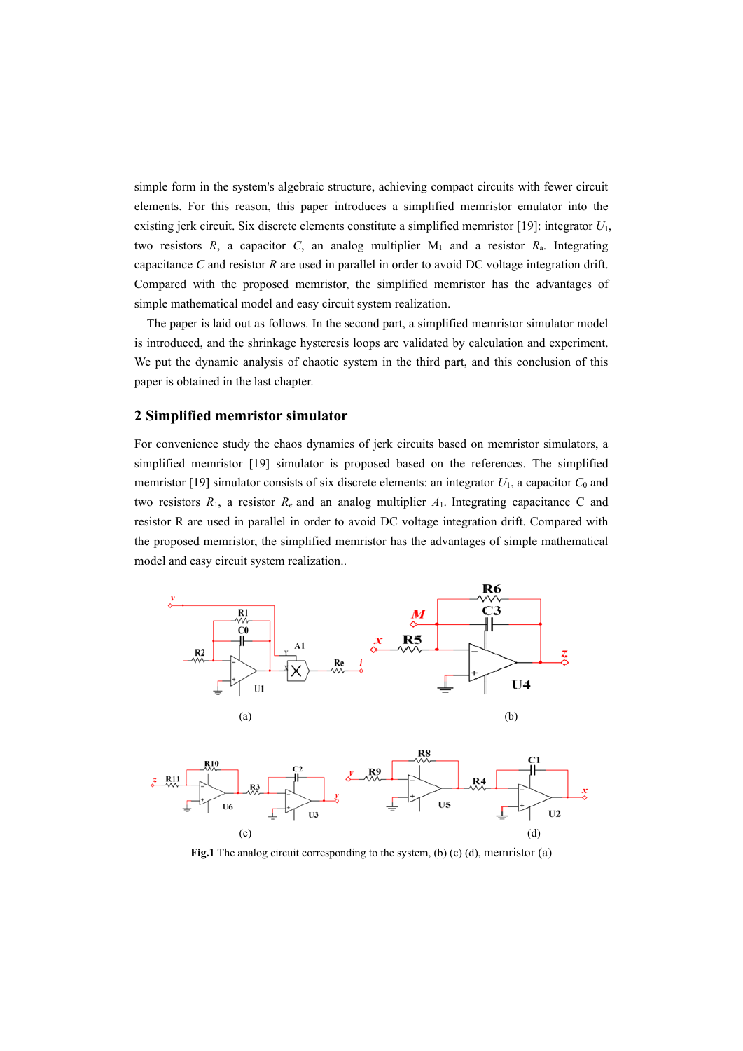simple form in the system's algebraic structure, achieving compact circuits with fewer circuit elements. For this reason, this paper introduces a simplified memristor emulator into the existing jerk circuit. Six discrete elements constitute a simplified memristor [19]: integrator $U_1$, two resistors $R$, a capacitor $C$, an analog multiplier $M_1$ and a resistor $R_a$. Integrating capacitance $C$ and resistor $R$ are used in parallel in order to avoid DC voltage integration drift. Compared with the proposed memristor, the simplified memristor has the advantages of simple mathematical model and easy circuit system realization.

The paper is laid out as follows. In the second part, a simplified memristor simulator model is introduced, and the shrinkage hysteresis loops are validated by calculation and experiment. We put the dynamic analysis of chaotic system in the third part, and this conclusion of this paper is obtained in the last chapter.

## 2 Simplified memristor simulator

For convenience study the chaos dynamics of jerk circuits based on memristor simulators, a simplified memristor [19] simulator is proposed based on the references. The simplified memristor [19] simulator consists of six discrete elements: an integrator $U_1$, a capacitor $C_0$ and two resistors $R_1$, a resistor $R_e$ and an analog multiplier $A_1$. Integrating capacitance C and resistor R are used in parallel in order to avoid DC voltage integration drift. Compared with the proposed memristor, the simplified memristor has the advantages of simple mathematical model and easy circuit system realization..

**Fig.1** The analog circuit corresponding to the system, (b) (c) (d), memristor (a)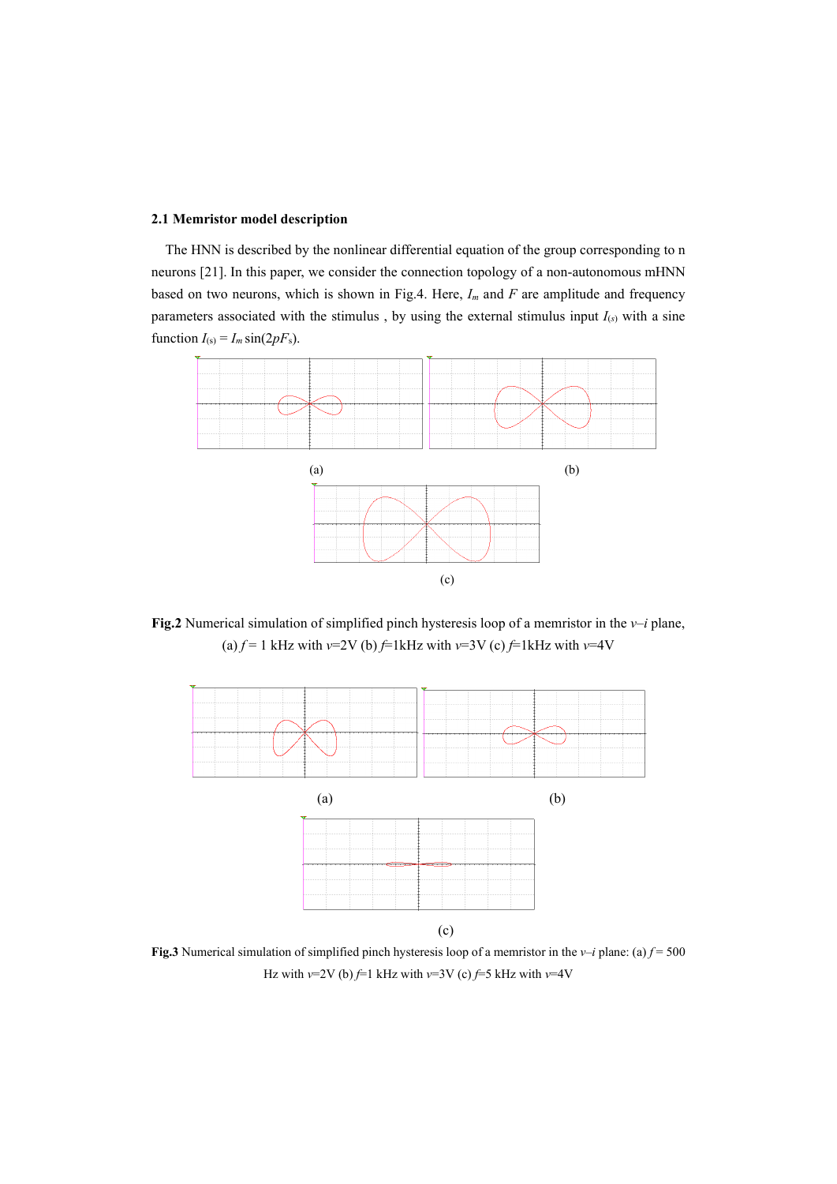### 2.1 Memristor model description

The HNN is described by the nonlinear differential equation of the group corresponding to n neurons [21]. In this paper, we consider the connection topology of a non-autonomous mHNN based on two neurons, which is shown in Fig.4. Here, $I_m$ and $F$ are amplitude and frequency parameters associated with the stimulus , by using the external stimulus input $I_{(s)}$ with a sine function $I_{(s)} = I_m \sin(2pF_s)$.

(a)

(b)

(c)

**Fig.2** Numerical simulation of simplified pinch hysteresis loop of a memristor in the *v–i* plane, (a) $f$ = 1 kHz with $v$=2V (b) $f$=1kHz with $v$=3V (c) $f$=1kHz with $v$=4V

(a)

(b)

(c)

**Fig.3** Numerical simulation of simplified pinch hysteresis loop of a memristor in the *v–i* plane: (a) $f$ = 500 Hz with $v$=2V (b) $f$=1 kHz with $v$=3V (c) $f$=5 kHz with $v$=4V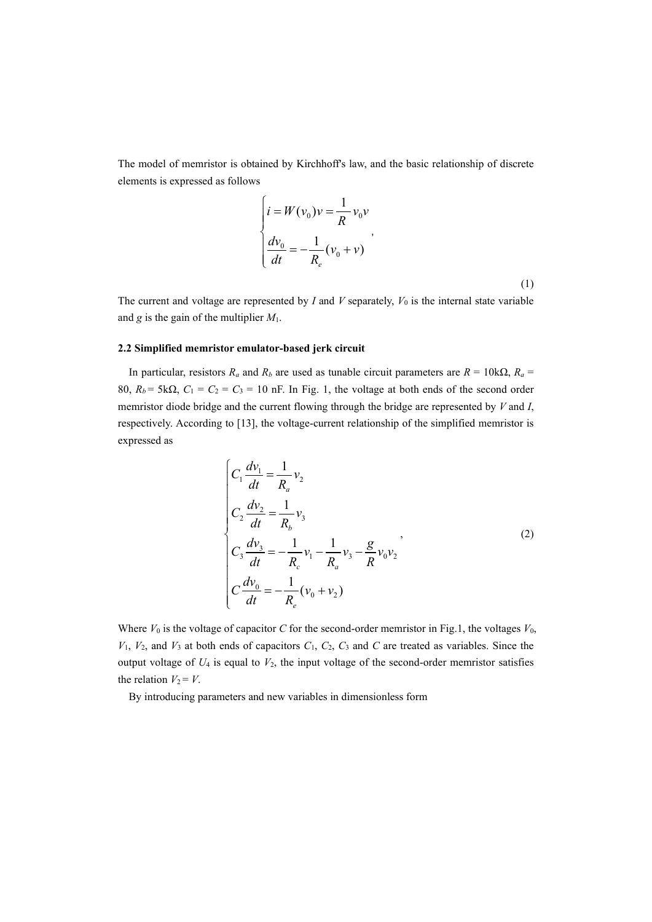The model of memristor is obtained by Kirchhoff's law, and the basic relationship of discrete elements is expressed as follows

$$\begin{cases} i = W(v_0)v = \dfrac{1}{R}v_0 v \\ \dfrac{dv_0}{dt} = -\dfrac{1}{R_e}(v_0 + v) \end{cases}, \tag{1}$$

The current and voltage are represented by $I$ and $V$ separately, $V_0$ is the internal state variable and $g$ is the gain of the multiplier $M_1$.

### 2.2 Simplified memristor emulator-based jerk circuit

In particular, resistors $R_a$ and $R_b$ are used as tunable circuit parameters are $R$ = 10kΩ, $R_a$ = 80, $R_b$ = 5kΩ, $C_1$ = $C_2$ = $C_3$ = 10 nF. In Fig. 1, the voltage at both ends of the second order memristor diode bridge and the current flowing through the bridge are represented by $V$ and $I$, respectively. According to [13], the voltage-current relationship of the simplified memristor is expressed as

$$\begin{cases} C_1 \dfrac{dv_1}{dt} = \dfrac{1}{R_a} v_2 \\ C_2 \dfrac{dv_2}{dt} = \dfrac{1}{R_b} v_3 \\ C_3 \dfrac{dv_3}{dt} = -\dfrac{1}{R_c} v_1 - \dfrac{1}{R_a} v_3 - \dfrac{g}{R} v_0 v_2 \\ C \dfrac{dv_0}{dt} = -\dfrac{1}{R_e}(v_0 + v_2) \end{cases}, \tag{2}$$

Where $V_0$ is the voltage of capacitor $C$ for the second-order memristor in Fig.1, the voltages $V_0$, $V_1$, $V_2$, and $V_3$ at both ends of capacitors $C_1$, $C_2$, $C_3$ and $C$ are treated as variables. Since the output voltage of $U_4$ is equal to $V_2$, the input voltage of the second-order memristor satisfies the relation $V_2 = V$.

By introducing parameters and new variables in dimensionless form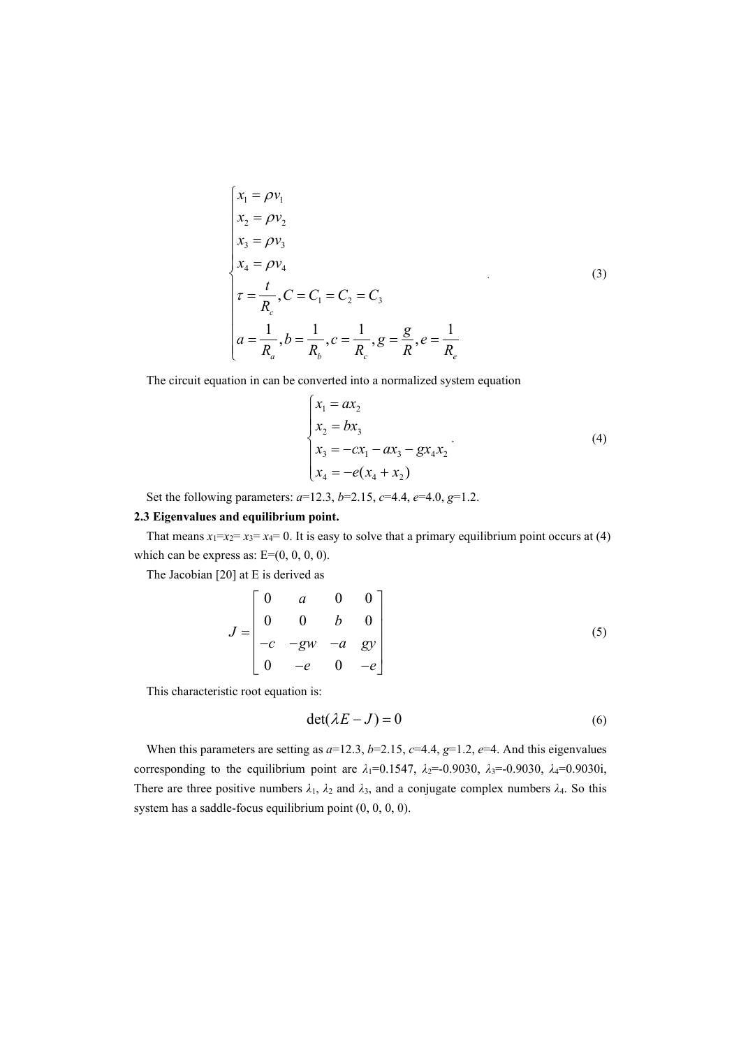$$
\begin{cases}
x_1 = \rho v_1 \\
x_2 = \rho v_2 \\
x_3 = \rho v_3 \\
x_4 = \rho v_4 \\
\tau = \dfrac{t}{R_c}, C = C_1 = C_2 = C_3 \\
a = \dfrac{1}{R_a}, b = \dfrac{1}{R_b}, c = \dfrac{1}{R_c}, g = \dfrac{g}{R}, e = \dfrac{1}{R_e}
\end{cases}
\quad (3)
$$

The circuit equation in can be converted into a normalized system equation

$$
\begin{cases}
x_1 = a x_2 \\
x_2 = b x_3 \\
x_3 = -c x_1 - a x_3 - g x_4 x_2 \\
x_4 = -e(x_4 + x_2)
\end{cases}
\quad (4)
$$

Set the following parameters: $a$=12.3, $b$=2.15, $c$=4.4, $e$=4.0, $g$=1.2.

**2.3 Eigenvalues and equilibrium point.**

That means $x_1$=$x_2$= $x_3$= $x_4$= 0. It is easy to solve that a primary equilibrium point occurs at (4) which can be express as: E=(0, 0, 0, 0).

The Jacobian [20] at E is derived as

$$
J = \begin{bmatrix} 0 & a & 0 & 0 \\ 0 & 0 & b & 0 \\ -c & -gw & -a & gy \\ 0 & -e & 0 & -e \end{bmatrix} \quad (5)
$$

This characteristic root equation is:

$$
\det(\lambda E - J) = 0 \quad (6)
$$

When this parameters are setting as $a$=12.3, $b$=2.15, $c$=4.4, $g$=1.2, $e$=4. And this eigenvalues corresponding to the equilibrium point are $\lambda_1$=0.1547, $\lambda_2$=-0.9030, $\lambda_3$=-0.9030, $\lambda_4$=0.9030i, There are three positive numbers $\lambda_1$, $\lambda_2$ and $\lambda_3$, and a conjugate complex numbers $\lambda_4$. So this system has a saddle-focus equilibrium point (0, 0, 0, 0).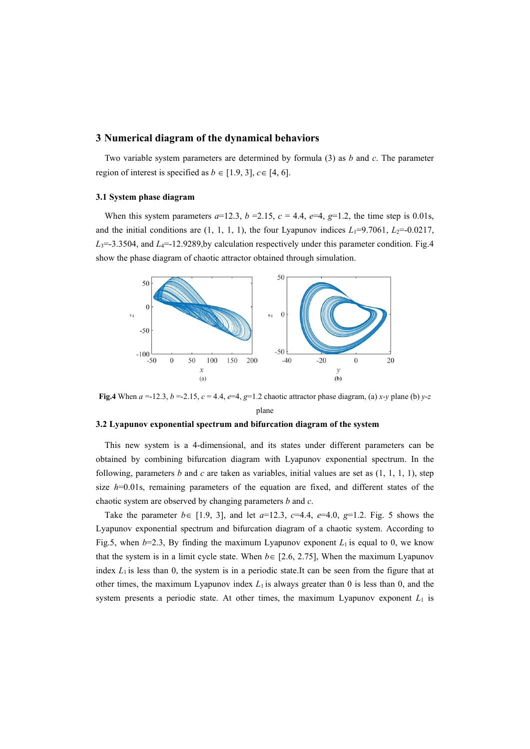## 3 Numerical diagram of the dynamical behaviors

Two variable system parameters are determined by formula (3) as $b$ and $c$. The parameter region of interest is specified as $b \in [1.9, 3]$, $c \in [4, 6]$.

### 3.1 System phase diagram

When this system parameters $a$=12.3, $b$ =2.15, $c$ = 4.4, $e$=4, $g$=1.2, the time step is 0.01s, and the initial conditions are (1, 1, 1, 1), the four Lyapunov indices $L_1$=9.7061, $L_2$=-0.0217, $L_3$=-3.3504, and $L_4$=-12.9289,by calculation respectively under this parameter condition. Fig.4 show the phase diagram of chaotic attractor obtained through simulation.

**Fig.4** When $a$ =-12.3, $b$ =-2.15, $c$ = 4.4, $e$=4, $g$=1.2 chaotic attractor phase diagram, (a) $x$-$y$ plane (b) $y$-$z$ plane

### 3.2 Lyapunov exponential spectrum and bifurcation diagram of the system

This new system is a 4-dimensional, and its states under different parameters can be obtained by combining bifurcation diagram with Lyapunov exponential spectrum. In the following, parameters $b$ and $c$ are taken as variables, initial values are set as (1, 1, 1, 1), step size $h$=0.01s, remaining parameters of the equation are fixed, and different states of the chaotic system are observed by changing parameters $b$ and $c$.

Take the parameter $b \in$ [1.9, 3], and let $a$=12.3, $c$=4.4, $e$=4.0, $g$=1.2. Fig. 5 shows the Lyapunov exponential spectrum and bifurcation diagram of a chaotic system. According to Fig.5, when $b$=2.3, By finding the maximum Lyapunov exponent $L_1$ is equal to 0, we know that the system is in a limit cycle state. When $b \in$ [2.6, 2.75], When the maximum Lyapunov index $L_1$ is less than 0, the system is in a periodic state.It can be seen from the figure that at other times, the maximum Lyapunov index $L_1$ is always greater than 0 is less than 0, and the system presents a periodic state. At other times, the maximum Lyapunov exponent $L_1$ is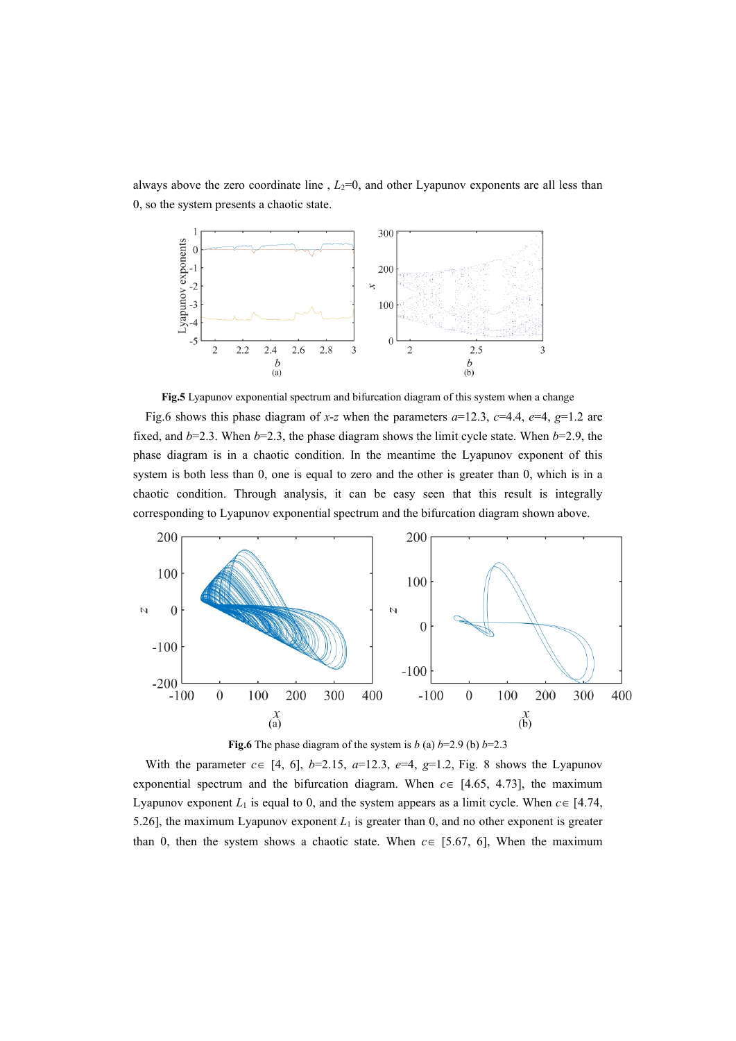always above the zero coordinate line , $L_2$=0, and other Lyapunov exponents are all less than 0, so the system presents a chaotic state.

**Fig.5** Lyapunov exponential spectrum and bifurcation diagram of this system when a change

Fig.6 shows this phase diagram of *x-z* when the parameters *a*=12.3, *c*=4.4, *e*=4, *g*=1.2 are fixed, and *b*=2.3. When *b*=2.3, the phase diagram shows the limit cycle state. When *b*=2.9, the phase diagram is in a chaotic condition. In the meantime the Lyapunov exponent of this system is both less than 0, one is equal to zero and the other is greater than 0, which is in a chaotic condition. Through analysis, it can be easy seen that this result is integrally corresponding to Lyapunov exponential spectrum and the bifurcation diagram shown above.

**Fig.6** The phase diagram of the system is *b* (a) *b*=2.9 (b) *b*=2.3

With the parameter $c\in$ [4, 6], *b*=2.15, *a*=12.3, *e*=4, *g*=1.2, Fig. 8 shows the Lyapunov exponential spectrum and the bifurcation diagram. When $c\in$ [4.65, 4.73], the maximum Lyapunov exponent $L_1$ is equal to 0, and the system appears as a limit cycle. When $c\in$ [4.74, 5.26], the maximum Lyapunov exponent $L_1$ is greater than 0, and no other exponent is greater than 0, then the system shows a chaotic state. When $c\in$ [5.67, 6], When the maximum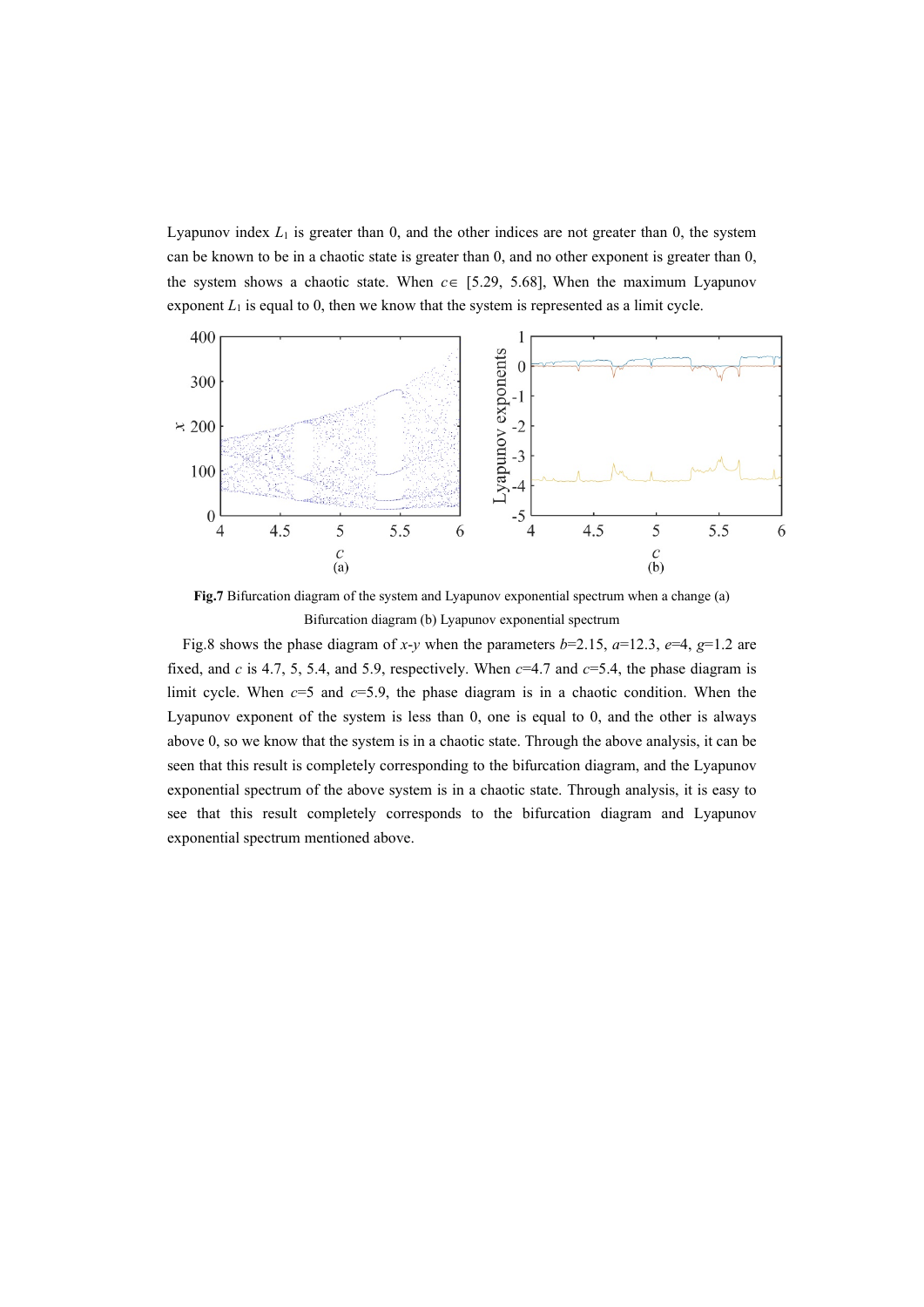Lyapunov index $L_1$ is greater than 0, and the other indices are not greater than 0, the system can be known to be in a chaotic state is greater than 0, and no other exponent is greater than 0, the system shows a chaotic state. When $c\in$ [5.29, 5.68], When the maximum Lyapunov exponent $L_1$ is equal to 0, then we know that the system is represented as a limit cycle.

**Fig.7** Bifurcation diagram of the system and Lyapunov exponential spectrum when a change (a) Bifurcation diagram (b) Lyapunov exponential spectrum

Fig.8 shows the phase diagram of $x$-$y$ when the parameters $b$=2.15, $a$=12.3, $e$=4, $g$=1.2 are fixed, and $c$ is 4.7, 5, 5.4, and 5.9, respectively. When $c$=4.7 and $c$=5.4, the phase diagram is limit cycle. When $c$=5 and $c$=5.9, the phase diagram is in a chaotic condition. When the Lyapunov exponent of the system is less than 0, one is equal to 0, and the other is always above 0, so we know that the system is in a chaotic state. Through the above analysis, it can be seen that this result is completely corresponding to the bifurcation diagram, and the Lyapunov exponential spectrum of the above system is in a chaotic state. Through analysis, it is easy to see that this result completely corresponds to the bifurcation diagram and Lyapunov exponential spectrum mentioned above.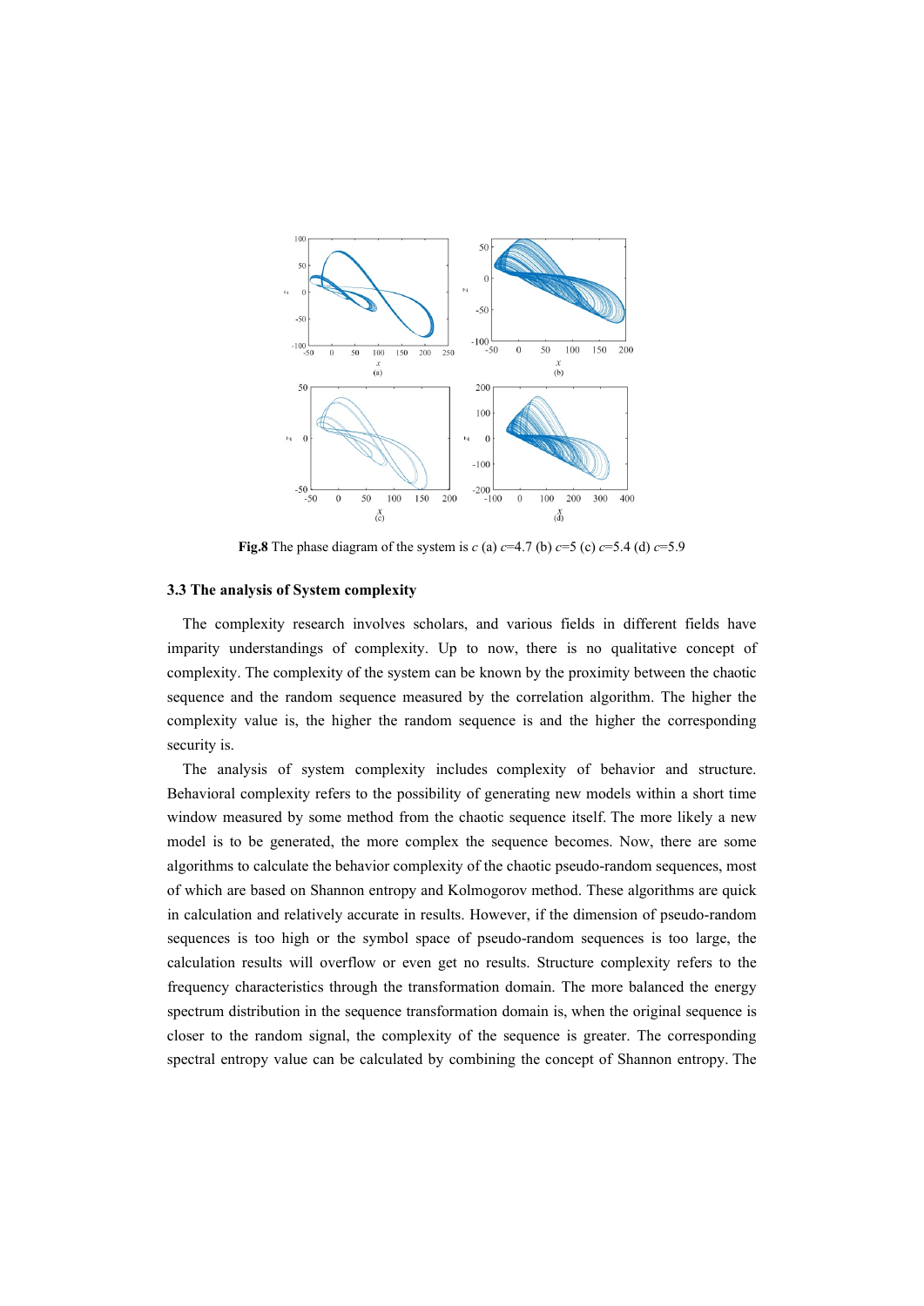**Fig.8** The phase diagram of the system is $c$ (a) $c$=4.7 (b) $c$=5 (c) $c$=5.4 (d) $c$=5.9

### 3.3 The analysis of System complexity

The complexity research involves scholars, and various fields in different fields have imparity understandings of complexity. Up to now, there is no qualitative concept of complexity. The complexity of the system can be known by the proximity between the chaotic sequence and the random sequence measured by the correlation algorithm. The higher the complexity value is, the higher the random sequence is and the higher the corresponding security is.

The analysis of system complexity includes complexity of behavior and structure. Behavioral complexity refers to the possibility of generating new models within a short time window measured by some method from the chaotic sequence itself. The more likely a new model is to be generated, the more complex the sequence becomes. Now, there are some algorithms to calculate the behavior complexity of the chaotic pseudo-random sequences, most of which are based on Shannon entropy and Kolmogorov method. These algorithms are quick in calculation and relatively accurate in results. However, if the dimension of pseudo-random sequences is too high or the symbol space of pseudo-random sequences is too large, the calculation results will overflow or even get no results. Structure complexity refers to the frequency characteristics through the transformation domain. The more balanced the energy spectrum distribution in the sequence transformation domain is, when the original sequence is closer to the random signal, the complexity of the sequence is greater. The corresponding spectral entropy value can be calculated by combining the concept of Shannon entropy. The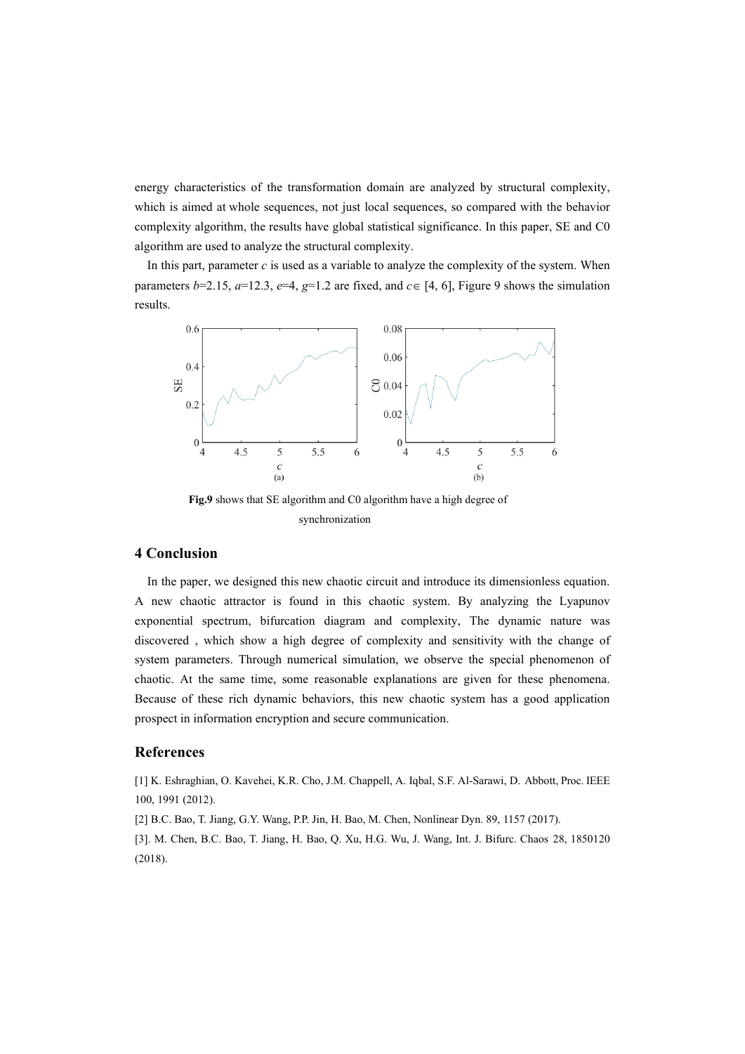energy characteristics of the transformation domain are analyzed by structural complexity, which is aimed at whole sequences, not just local sequences, so compared with the behavior complexity algorithm, the results have global statistical significance. In this paper, SE and C0 algorithm are used to analyze the structural complexity.

In this part, parameter $c$ is used as a variable to analyze the complexity of the system. When parameters $b$=2.15, $a$=12.3, $e$=4, $g$=1.2 are fixed, and $c \in$ [4, 6], Figure 9 shows the simulation results.

**Fig.9** shows that SE algorithm and C0 algorithm have a high degree of synchronization

## 4 Conclusion

In the paper, we designed this new chaotic circuit and introduce its dimensionless equation. A new chaotic attractor is found in this chaotic system. By analyzing the Lyapunov exponential spectrum, bifurcation diagram and complexity, The dynamic nature was discovered , which show a high degree of complexity and sensitivity with the change of system parameters. Through numerical simulation, we observe the special phenomenon of chaotic. At the same time, some reasonable explanations are given for these phenomena. Because of these rich dynamic behaviors, this new chaotic system has a good application prospect in information encryption and secure communication.

## References

[1] K. Eshraghian, O. Kavehei, K.R. Cho, J.M. Chappell, A. Iqbal, S.F. Al-Sarawi, D. Abbott, Proc. IEEE 100, 1991 (2012).

[2] B.C. Bao, T. Jiang, G.Y. Wang, P.P. Jin, H. Bao, M. Chen, Nonlinear Dyn. 89, 1157 (2017).

[3]. M. Chen, B.C. Bao, T. Jiang, H. Bao, Q. Xu, H.G. Wu, J. Wang, Int. J. Bifurc. Chaos 28, 1850120 (2018).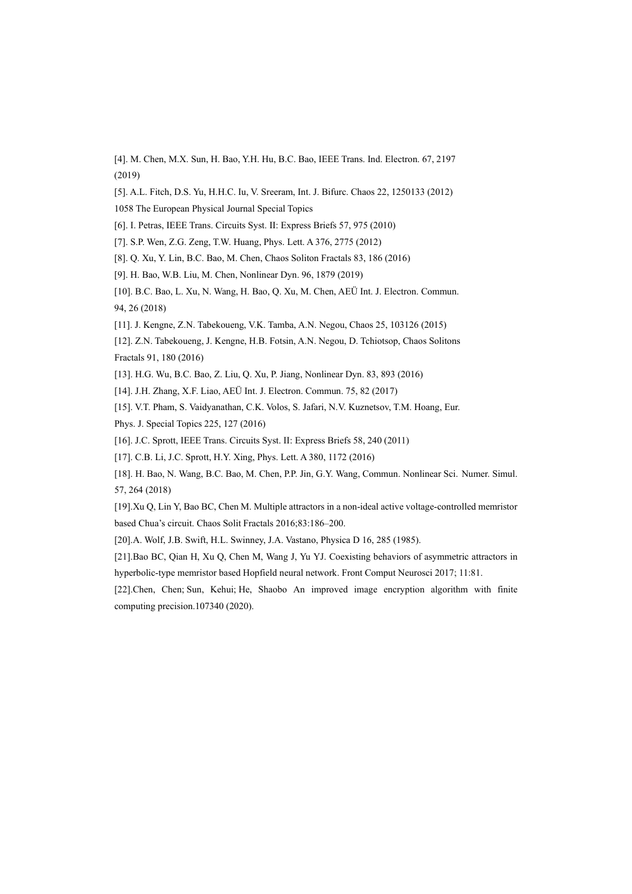[4]. M. Chen, M.X. Sun, H. Bao, Y.H. Hu, B.C. Bao, IEEE Trans. Ind. Electron. 67, 2197 (2019)

[5]. A.L. Fitch, D.S. Yu, H.H.C. Iu, V. Sreeram, Int. J. Bifurc. Chaos 22, 1250133 (2012)

1058 The European Physical Journal Special Topics

[6]. I. Petras, IEEE Trans. Circuits Syst. II: Express Briefs 57, 975 (2010)

[7]. S.P. Wen, Z.G. Zeng, T.W. Huang, Phys. Lett. A 376, 2775 (2012)

[8]. Q. Xu, Y. Lin, B.C. Bao, M. Chen, Chaos Soliton Fractals 83, 186 (2016)

[9]. H. Bao, W.B. Liu, M. Chen, Nonlinear Dyn. 96, 1879 (2019)

[10]. B.C. Bao, L. Xu, N. Wang, H. Bao, Q. Xu, M. Chen, AEÜ Int. J. Electron. Commun. 94, 26 (2018)

[11]. J. Kengne, Z.N. Tabekoueng, V.K. Tamba, A.N. Negou, Chaos 25, 103126 (2015)

[12]. Z.N. Tabekoueng, J. Kengne, H.B. Fotsin, A.N. Negou, D. Tchiotsop, Chaos Solitons Fractals 91, 180 (2016)

[13]. H.G. Wu, B.C. Bao, Z. Liu, Q. Xu, P. Jiang, Nonlinear Dyn. 83, 893 (2016)

[14]. J.H. Zhang, X.F. Liao, AEÜ Int. J. Electron. Commun. 75, 82 (2017)

[15]. V.T. Pham, S. Vaidyanathan, C.K. Volos, S. Jafari, N.V. Kuznetsov, T.M. Hoang, Eur. Phys. J. Special Topics 225, 127 (2016)

[16]. J.C. Sprott, IEEE Trans. Circuits Syst. II: Express Briefs 58, 240 (2011)

[17]. C.B. Li, J.C. Sprott, H.Y. Xing, Phys. Lett. A 380, 1172 (2016)

[18]. H. Bao, N. Wang, B.C. Bao, M. Chen, P.P. Jin, G.Y. Wang, Commun. Nonlinear Sci. Numer. Simul. 57, 264 (2018)

[19].Xu Q, Lin Y, Bao BC, Chen M. Multiple attractors in a non-ideal active voltage-controlled memristor based Chua's circuit. Chaos Solit Fractals 2016;83:186–200.

[20].A. Wolf, J.B. Swift, H.L. Swinney, J.A. Vastano, Physica D 16, 285 (1985).

[21].Bao BC, Qian H, Xu Q, Chen M, Wang J, Yu YJ. Coexisting behaviors of asymmetric attractors in hyperbolic-type memristor based Hopfield neural network. Front Comput Neurosci 2017; 11:81.

[22].Chen, Chen; Sun, Kehui; He, Shaobo An improved image encryption algorithm with finite computing precision.107340 (2020).